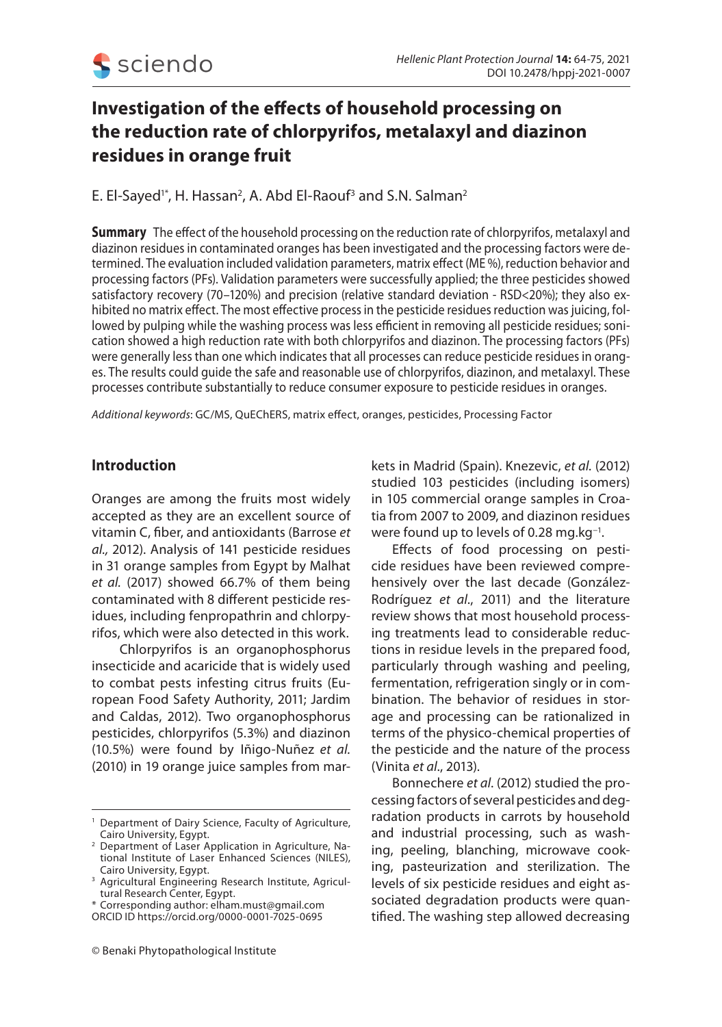# Investigation of the effects of household processing on the reduction rate of chlorpyrifos, metalaxyl and diazinon residues in orange fruit

E. El-Sayed[1*], H. Hassan[2], A. Abd El-Raouf[3] and S.N. Salman[2]

**Summary** The effect of the household processing on the reduction rate of chlorpyrifos, metalaxyl and diazinon residues in contaminated oranges has been investigated and the processing factors were determined. The evaluation included validation parameters, matrix effect (ME %), reduction behavior and processing factors (PFs). Validation parameters were successfully applied; the three pesticides showed satisfactory recovery (70–120%) and precision (relative standard deviation - RSD<20%); they also exhibited no matrix effect. The most effective process in the pesticide residues reduction was juicing, followed by pulping while the washing process was less efficient in removing all pesticide residues; sonication showed a high reduction rate with both chlorpyrifos and diazinon. The processing factors (PFs) were generally less than one which indicates that all processes can reduce pesticide residues in oranges. The results could guide the safe and reasonable use of chlorpyrifos, diazinon, and metalaxyl. These processes contribute substantially to reduce consumer exposure to pesticide residues in oranges.

*Additional keywords*: GC/MS, QuEChERS, matrix effect, oranges, pesticides, Processing Factor

## Introduction

Oranges are among the fruits most widely accepted as they are an excellent source of vitamin C, fiber, and antioxidants (Barrose *et al.,* 2012). Analysis of 141 pesticide residues in 31 orange samples from Egypt by Malhat *et al.* (2017) showed 66.7% of them being contaminated with 8 different pesticide residues, including fenpropathrin and chlorpyrifos, which were also detected in this work.

Chlorpyrifos is an organophosphorus insecticide and acaricide that is widely used to combat pests infesting citrus fruits (European Food Safety Authority, 2011; Jardim and Caldas, 2012). Two organophosphorus pesticides, chlorpyrifos (5.3%) and diazinon (10.5%) were found by Iñigo-Nuñez *et al.* (2010) in 19 orange juice samples from markets in Madrid (Spain). Knezevic, *et al.* (2012) studied 103 pesticides (including isomers) in 105 commercial orange samples in Croatia from 2007 to 2009, and diazinon residues were found up to levels of 0.28 mg.kg$^{-1}$.

Effects of food processing on pesticide residues have been reviewed comprehensively over the last decade (González-Rodríguez *et al*., 2011) and the literature review shows that most household processing treatments lead to considerable reductions in residue levels in the prepared food, particularly through washing and peeling, fermentation, refrigeration singly or in combination. The behavior of residues in storage and processing can be rationalized in terms of the physico-chemical properties of the pesticide and the nature of the process (Vinita *et al*., 2013).

Bonnechere *et al*. (2012) studied the processing factors of several pesticides and degradation products in carrots by household and industrial processing, such as washing, peeling, blanching, microwave cooking, pasteurization and sterilization. The levels of six pesticide residues and eight associated degradation products were quantified. The washing step allowed decreasing

---

[1] Department of Dairy Science, Faculty of Agriculture, Cairo University, Egypt.
[2] Department of Laser Application in Agriculture, National Institute of Laser Enhanced Sciences (NILES), Cairo University, Egypt.
[3] Agricultural Engineering Research Institute, Agricultural Research Center, Egypt.
[*] Corresponding author: elham.must@gmail.com
ORCID ID https://orcid.org/0000-0001-7025-0695

© Benaki Phytopathological Institute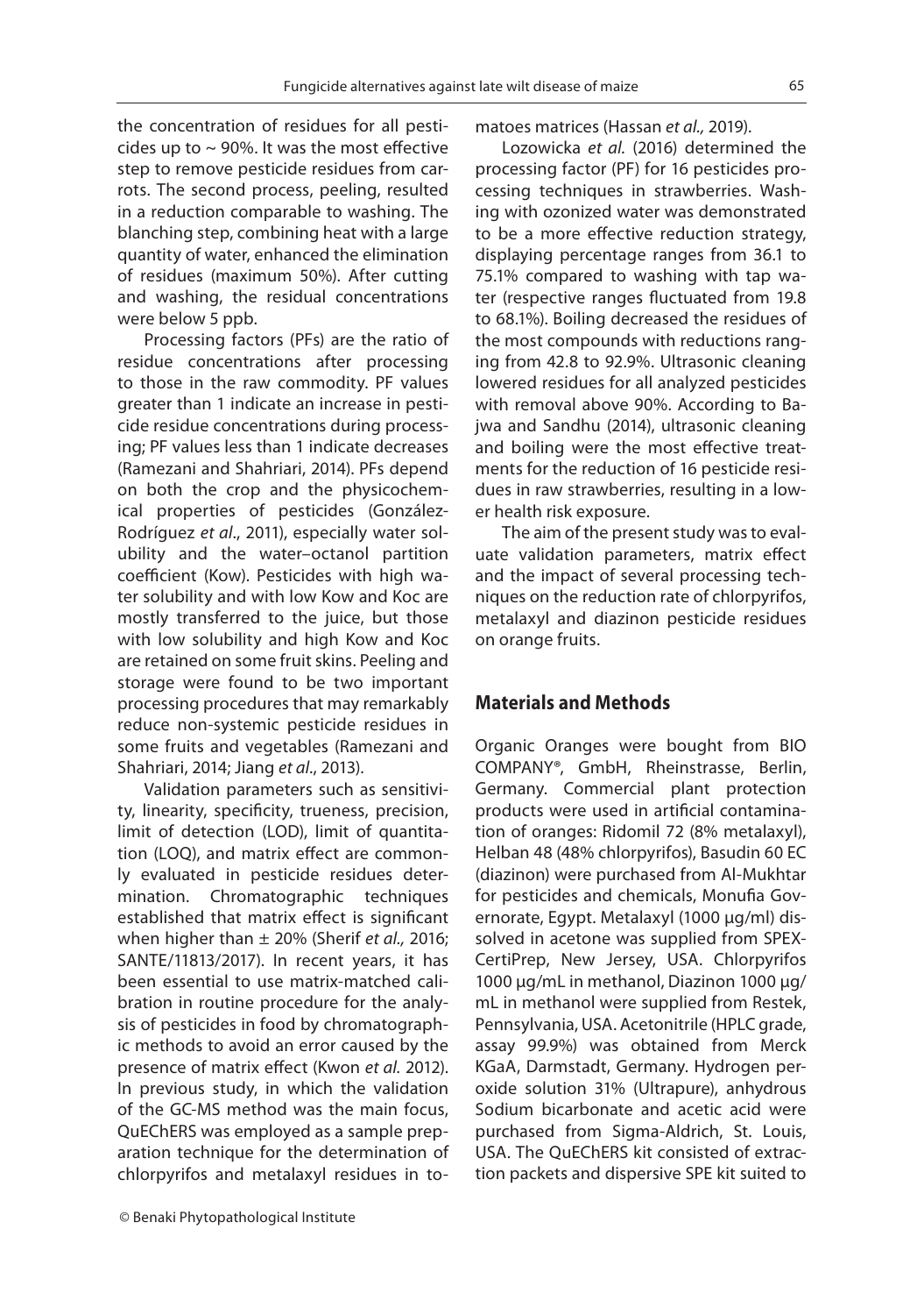the concentration of residues for all pesticides up to ~ 90%. It was the most effective step to remove pesticide residues from carrots. The second process, peeling, resulted in a reduction comparable to washing. The blanching step, combining heat with a large quantity of water, enhanced the elimination of residues (maximum 50%). After cutting and washing, the residual concentrations were below 5 ppb.

Processing factors (PFs) are the ratio of residue concentrations after processing to those in the raw commodity. PF values greater than 1 indicate an increase in pesticide residue concentrations during processing; PF values less than 1 indicate decreases (Ramezani and Shahriari, 2014). PFs depend on both the crop and the physicochemical properties of pesticides (González-Rodríguez *et al*., 2011), especially water solubility and the water–octanol partition coefficient (Kow). Pesticides with high water solubility and with low Kow and Koc are mostly transferred to the juice, but those with low solubility and high Kow and Koc are retained on some fruit skins. Peeling and storage were found to be two important processing procedures that may remarkably reduce non-systemic pesticide residues in some fruits and vegetables (Ramezani and Shahriari, 2014; Jiang *et al*., 2013).

Validation parameters such as sensitivity, linearity, specificity, trueness, precision, limit of detection (LOD), limit of quantitation (LOQ), and matrix effect are commonly evaluated in pesticide residues determination. Chromatographic techniques established that matrix effect is significant when higher than ± 20% (Sherif *et al.,* 2016; SANTE/11813/2017). In recent years, it has been essential to use matrix-matched calibration in routine procedure for the analysis of pesticides in food by chromatographic methods to avoid an error caused by the presence of matrix effect (Kwon *et al.* 2012). In previous study, in which the validation of the GC-MS method was the main focus, QuEChERS was employed as a sample preparation technique for the determination of chlorpyrifos and metalaxyl residues in tomatoes matrices (Hassan *et al.,* 2019).

Lozowicka *et al*. (2016) determined the processing factor (PF) for 16 pesticides processing techniques in strawberries. Washing with ozonized water was demonstrated to be a more effective reduction strategy, displaying percentage ranges from 36.1 to 75.1% compared to washing with tap water (respective ranges fluctuated from 19.8 to 68.1%). Boiling decreased the residues of the most compounds with reductions ranging from 42.8 to 92.9%. Ultrasonic cleaning lowered residues for all analyzed pesticides with removal above 90%. According to Bajwa and Sandhu (2014), ultrasonic cleaning and boiling were the most effective treatments for the reduction of 16 pesticide residues in raw strawberries, resulting in a lower health risk exposure.

The aim of the present study was to evaluate validation parameters, matrix effect and the impact of several processing techniques on the reduction rate of chlorpyrifos, metalaxyl and diazinon pesticide residues on orange fruits.

## Materials and Methods

Organic Oranges were bought from BIO COMPANY®, GmbH, Rheinstrasse, Berlin, Germany. Commercial plant protection products were used in artificial contamination of oranges: Ridomil 72 (8% metalaxyl), Helban 48 (48% chlorpyrifos), Basudin 60 EC (diazinon) were purchased from Al-Mukhtar for pesticides and chemicals, Monufia Governorate, Egypt. Metalaxyl (1000 µg/ml) dissolved in acetone was supplied from SPEX-CertiPrep, New Jersey, USA. Chlorpyrifos 1000 µg/mL in methanol, Diazinon 1000 µg/mL in methanol were supplied from Restek, Pennsylvania, USA. Acetonitrile (HPLC grade, assay 99.9%) was obtained from Merck KGaA, Darmstadt, Germany. Hydrogen peroxide solution 31% (Ultrapure), anhydrous Sodium bicarbonate and acetic acid were purchased from Sigma-Aldrich, St. Louis, USA. The QuEChERS kit consisted of extraction packets and dispersive SPE kit suited to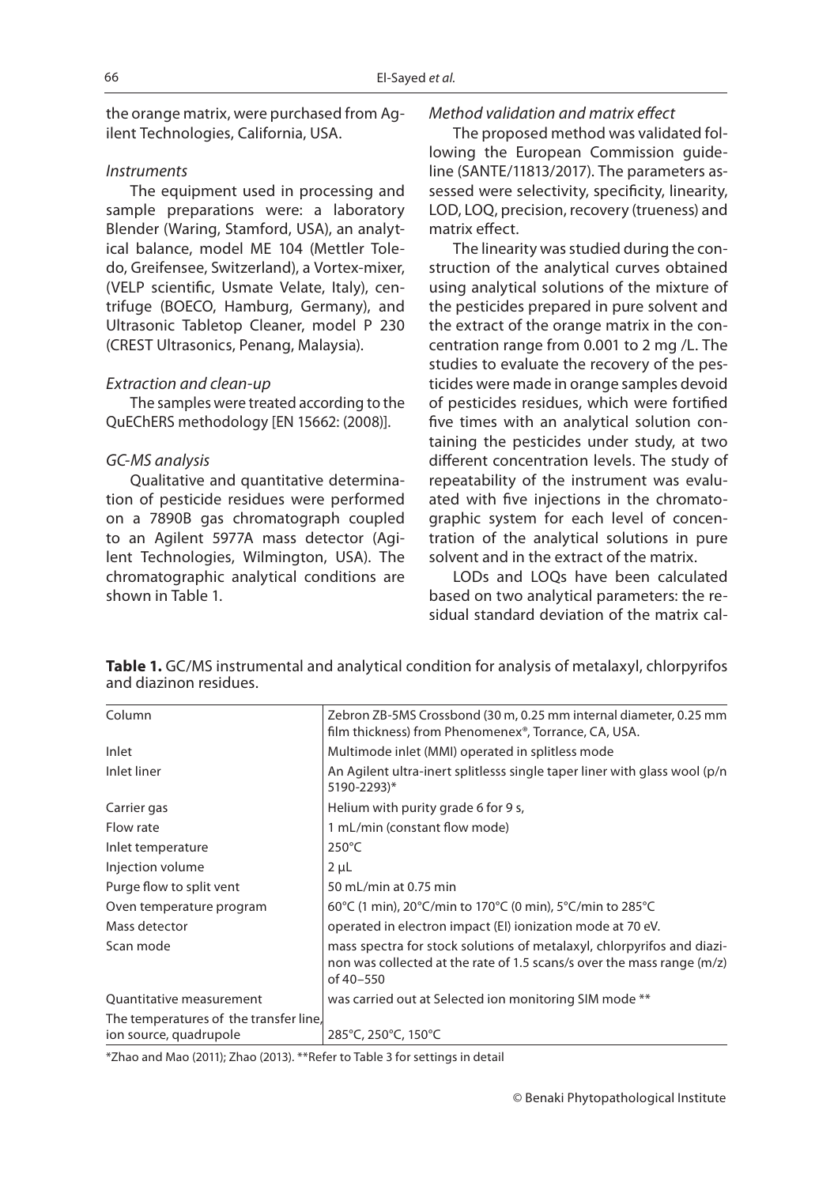the orange matrix, were purchased from Agilent Technologies, California, USA.

### *Instruments*

The equipment used in processing and sample preparations were: a laboratory Blender (Waring, Stamford, USA), an analytical balance, model ME 104 (Mettler Toledo, Greifensee, Switzerland), a Vortex-mixer, (VELP scientific, Usmate Velate, Italy), centrifuge (BOECO, Hamburg, Germany), and Ultrasonic Tabletop Cleaner, model P 230 (CREST Ultrasonics, Penang, Malaysia).

### *Extraction and clean-up*

The samples were treated according to the QuEChERS methodology [EN 15662: (2008)].

### *GC-MS analysis*

Qualitative and quantitative determination of pesticide residues were performed on a 7890B gas chromatograph coupled to an Agilent 5977A mass detector (Agilent Technologies, Wilmington, USA). The chromatographic analytical conditions are shown in Table 1.

### *Method validation and matrix effect*

The proposed method was validated following the European Commission guideline (SANTE/11813/2017). The parameters assessed were selectivity, specificity, linearity, LOD, LOQ, precision, recovery (trueness) and matrix effect.

The linearity was studied during the construction of the analytical curves obtained using analytical solutions of the mixture of the pesticides prepared in pure solvent and the extract of the orange matrix in the concentration range from 0.001 to 2 mg /L. The studies to evaluate the recovery of the pesticides were made in orange samples devoid of pesticides residues, which were fortified five times with an analytical solution containing the pesticides under study, at two different concentration levels. The study of repeatability of the instrument was evaluated with five injections in the chromatographic system for each level of concentration of the analytical solutions in pure solvent and in the extract of the matrix.

LODs and LOQs have been calculated based on two analytical parameters: the residual standard deviation of the matrix cal-

**Table 1.** GC/MS instrumental and analytical condition for analysis of metalaxyl, chlorpyrifos and diazinon residues.

| | |
|---|---|
| Column | Zebron ZB-5MS Crossbond (30 m, 0.25 mm internal diameter, 0.25 mm film thickness) from Phenomenex®, Torrance, CA, USA. |
| Inlet | Multimode inlet (MMI) operated in splitless mode |
| Inlet liner | An Agilent ultra-inert splitlesss single taper liner with glass wool (p/n 5190-2293)* |
| Carrier gas | Helium with purity grade 6 for 9 s, |
| Flow rate | 1 mL/min (constant flow mode) |
| Inlet temperature | 250°C |
| Injection volume | 2 μL |
| Purge flow to split vent | 50 mL/min at 0.75 min |
| Oven temperature program | 60°C (1 min), 20°C/min to 170°C (0 min), 5°C/min to 285°C |
| Mass detector | operated in electron impact (EI) ionization mode at 70 eV. |
| Scan mode | mass spectra for stock solutions of metalaxyl, chlorpyrifos and diazinon was collected at the rate of 1.5 scans/s over the mass range (m/z) of 40–550 |
| Quantitative measurement | was carried out at Selected ion monitoring SIM mode ** |
| The temperatures of the transfer line, ion source, quadrupole | 285°C, 250°C, 150°C |

*Zhao and Mao (2011); Zhao (2013). **Refer to Table 3 for settings in detail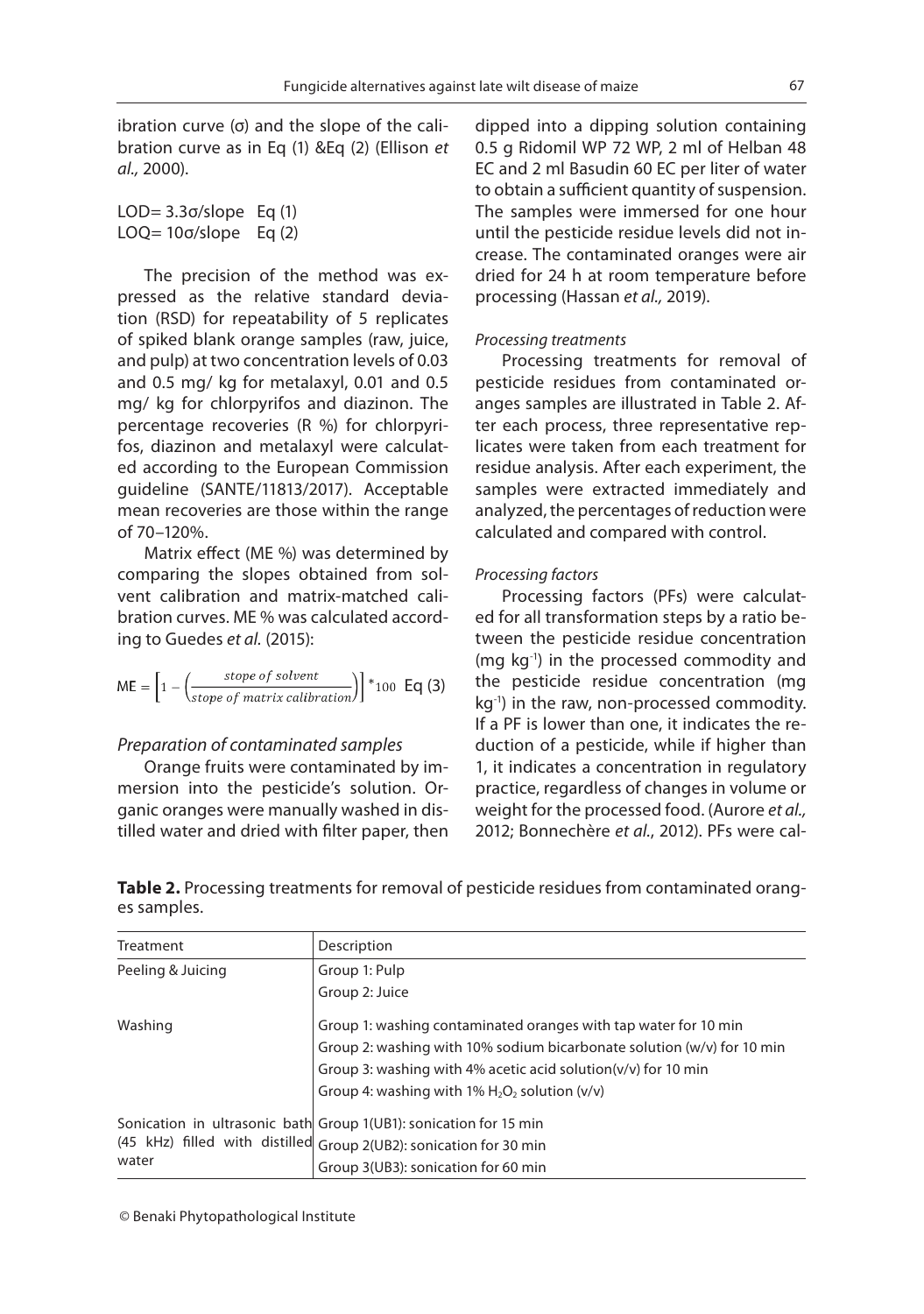ibration curve (σ) and the slope of the calibration curve as in Eq (1) &Eq (2) (Ellison *et al.,* 2000).

LOD= 3.3σ/slope   Eq (1)

LOQ= 10σ/slope   Eq (2)

The precision of the method was expressed as the relative standard deviation (RSD) for repeatability of 5 replicates of spiked blank orange samples (raw, juice, and pulp) at two concentration levels of 0.03 and 0.5 mg/ kg for metalaxyl, 0.01 and 0.5 mg/ kg for chlorpyrifos and diazinon. The percentage recoveries (R %) for chlorpyrifos, diazinon and metalaxyl were calculated according to the European Commission guideline (SANTE/11813/2017). Acceptable mean recoveries are those within the range of 70–120%.

Matrix effect (ME %) was determined by comparing the slopes obtained from solvent calibration and matrix-matched calibration curves. ME % was calculated according to Guedes *et al.* (2015):

$$\mathrm{ME} = \left[1 - \left(\frac{stope\ of\ solvent}{stope\ of\ matrix\ calibration}\right)\right] * 100 \quad \text{Eq (3)}$$

### *Preparation of contaminated samples*

Orange fruits were contaminated by immersion into the pesticide's solution. Organic oranges were manually washed in distilled water and dried with filter paper, then dipped into a dipping solution containing 0.5 g Ridomil WP 72 WP, 2 ml of Helban 48 EC and 2 ml Basudin 60 EC per liter of water to obtain a sufficient quantity of suspension. The samples were immersed for one hour until the pesticide residue levels did not increase. The contaminated oranges were air dried for 24 h at room temperature before processing (Hassan *et al.,* 2019).

#### *Processing treatments*

Processing treatments for removal of pesticide residues from contaminated oranges samples are illustrated in Table 2. After each process, three representative replicates were taken from each treatment for residue analysis. After each experiment, the samples were extracted immediately and analyzed, the percentages of reduction were calculated and compared with control.

#### *Processing factors*

Processing factors (PFs) were calculated for all transformation steps by a ratio between the pesticide residue concentration (mg $kg^{-1}$) in the processed commodity and the pesticide residue concentration (mg $kg^{-1}$) in the raw, non-processed commodity. If a PF is lower than one, it indicates the reduction of a pesticide, while if higher than 1, it indicates a concentration in regulatory practice, regardless of changes in volume or weight for the processed food. (Aurore *et al.,* 2012; Bonnechère *et al.*, 2012). PFs were cal-

**Table 2.** Processing treatments for removal of pesticide residues from contaminated oranges samples.

| Treatment | Description |
|---|---|
| Peeling & Juicing | Group 1: Pulp |
| | Group 2: Juice |
| Washing | Group 1: washing contaminated oranges with tap water for 10 min |
| | Group 2: washing with 10% sodium bicarbonate solution (w/v) for 10 min |
| | Group 3: washing with 4% acetic acid solution(v/v) for 10 min |
| | Group 4: washing with 1% $H_2O_2$ solution (v/v) |
| Sonication in ultrasonic bath (45 kHz) filled with distilled water | Group 1(UB1): sonication for 15 min |
| | Group 2(UB2): sonication for 30 min |
| | Group 3(UB3): sonication for 60 min |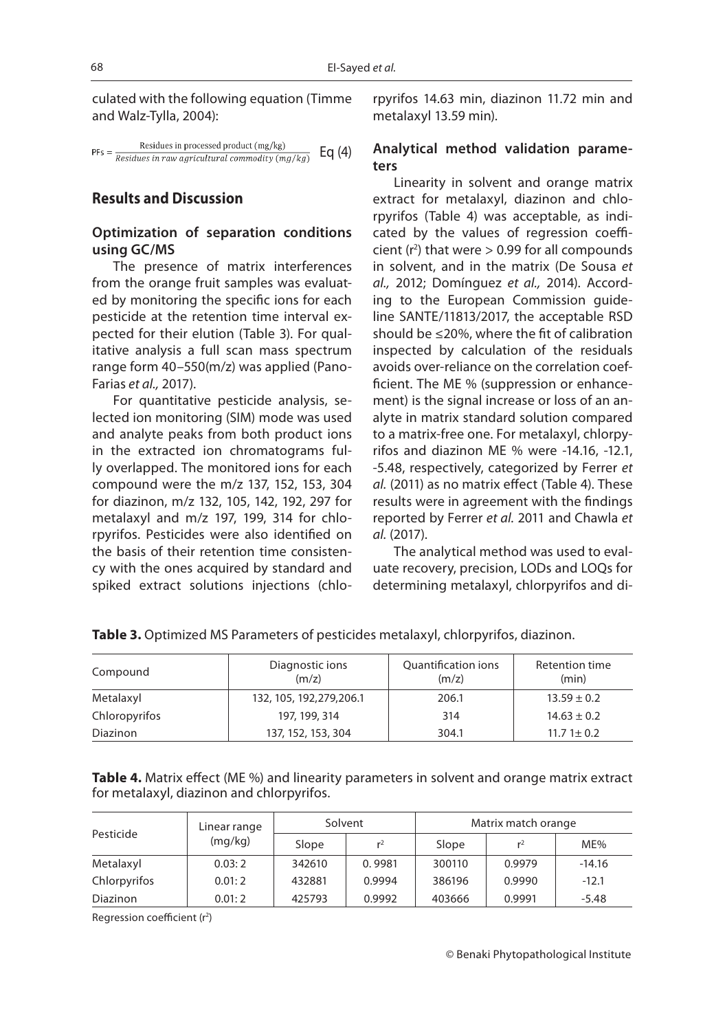culated with the following equation (Timme and Walz-Tylla, 2004):

$$PFs = \frac{\text{Residues in processed product (mg/kg)}}{\text{Residues in raw agricultural commodity (mg/kg)}} \quad \text{Eq (4)}$$

## Results and Discussion

### Optimization of separation conditions using GC/MS

The presence of matrix interferences from the orange fruit samples was evaluated by monitoring the specific ions for each pesticide at the retention time interval expected for their elution (Table 3). For qualitative analysis a full scan mass spectrum range form 40–550(m/z) was applied (Pano-Farias *et al.,* 2017).

For quantitative pesticide analysis, selected ion monitoring (SIM) mode was used and analyte peaks from both product ions in the extracted ion chromatograms fully overlapped. The monitored ions for each compound were the m/z 137, 152, 153, 304 for diazinon, m/z 132, 105, 142, 192, 297 for metalaxyl and m/z 197, 199, 314 for chlorpyrifos. Pesticides were also identified on the basis of their retention time consistency with the ones acquired by standard and spiked extract solutions injections (chlorpyrifos 14.63 min, diazinon 11.72 min and metalaxyl 13.59 min).

### Analytical method validation parameters

Linearity in solvent and orange matrix extract for metalaxyl, diazinon and chlorpyrifos (Table 4) was acceptable, as indicated by the values of regression coefficient ($r^2$) that were > 0.99 for all compounds in solvent, and in the matrix (De Sousa *et al.,* 2012; Domínguez *et al.,* 2014). According to the European Commission guideline SANTE/11813/2017, the acceptable RSD should be ≤20%, where the fit of calibration inspected by calculation of the residuals avoids over-reliance on the correlation coefficient. The ME % (suppression or enhancement) is the signal increase or loss of an analyte in matrix standard solution compared to a matrix-free one. For metalaxyl, chlorpyrifos and diazinon ME % were -14.16, -12.1, -5.48, respectively, categorized by Ferrer *et al.* (2011) as no matrix effect (Table 4). These results were in agreement with the findings reported by Ferrer *et al.* 2011 and Chawla *et al.* (2017).

The analytical method was used to evaluate recovery, precision, LODs and LOQs for determining metalaxyl, chlorpyrifos and di-

**Table 3.** Optimized MS Parameters of pesticides metalaxyl, chlorpyrifos, diazinon.

| Compound | Diagnostic ions (m/z) | Quantification ions (m/z) | Retention time (min) |
|---|---|---|---|
| Metalaxyl | 132, 105, 192,279,206.1 | 206.1 | 13.59 ± 0.2 |
| Chloropyrifos | 197, 199, 314 | 314 | 14.63 ± 0.2 |
| Diazinon | 137, 152, 153, 304 | 304.1 | 11.7 1± 0.2 |

**Table 4.** Matrix effect (ME %) and linearity parameters in solvent and orange matrix extract for metalaxyl, diazinon and chlorpyrifos.

| Pesticide | Linear range (mg/kg) | Solvent | | Matrix match orange | | |
|---|---|---|---|---|---|---|
| | | Slope | $r^2$ | Slope | $r^2$ | ME% |
| Metalaxyl | 0.03: 2 | 342610 | 0. 9981 | 300110 | 0.9979 | -14.16 |
| Chlorpyrifos | 0.01: 2 | 432881 | 0.9994 | 386196 | 0.9990 | -12.1 |
| Diazinon | 0.01: 2 | 425793 | 0.9992 | 403666 | 0.9991 | -5.48 |

Regression coefficient ($r^2$)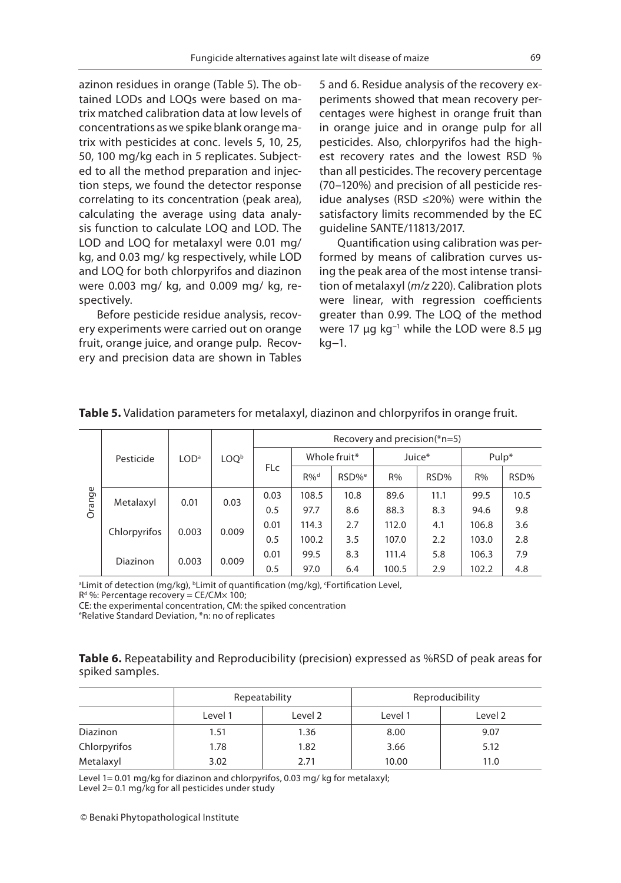azinon residues in orange (Table 5). The obtained LODs and LOQs were based on matrix matched calibration data at low levels of concentrations as we spike blank orange matrix with pesticides at conc. levels 5, 10, 25, 50, 100 mg/kg each in 5 replicates. Subjected to all the method preparation and injection steps, we found the detector response correlating to its concentration (peak area), calculating the average using data analysis function to calculate LOQ and LOD. The LOD and LOQ for metalaxyl were 0.01 mg/ kg, and 0.03 mg/ kg respectively, while LOD and LOQ for both chlorpyrifos and diazinon were 0.003 mg/ kg, and 0.009 mg/ kg, respectively.

Before pesticide residue analysis, recovery experiments were carried out on orange fruit, orange juice, and orange pulp. Recovery and precision data are shown in Tables 5 and 6. Residue analysis of the recovery experiments showed that mean recovery percentages were highest in orange fruit than in orange juice and in orange pulp for all pesticides. Also, chlorpyrifos had the highest recovery rates and the lowest RSD % than all pesticides. The recovery percentage (70–120%) and precision of all pesticide residue analyses (RSD ≤20%) were within the satisfactory limits recommended by the EC guideline SANTE/11813/2017.

Quantification using calibration was performed by means of calibration curves using the peak area of the most intense transition of metalaxyl (*m/z* 220). Calibration plots were linear, with regression coefficients greater than 0.99. The LOQ of the method were 17 μg $kg^{-1}$ while the LOD were 8.5 μg kg−1.

**Table 5.** Validation parameters for metalaxyl, diazinon and chlorpyrifos in orange fruit.

| | Pesticide | LOD[a] | LOQ[b] | Recovery and precision(*n=5) | | | | | | |
|---|---|---|---|---|---|---|---|---|---|---|
| | | | | FLc | Whole fruit* | | Juice* | | Pulp* | |
| | | | | | R%[d] | RSD%[e] | R% | RSD% | R% | RSD% |
| Orange | Metalaxyl | 0.01 | 0.03 | 0.03 | 108.5 | 10.8 | 89.6 | 11.1 | 99.5 | 10.5 |
| | | | | 0.5 | 97.7 | 8.6 | 88.3 | 8.3 | 94.6 | 9.8 |
| | Chlorpyrifos | 0.003 | 0.009 | 0.01 | 114.3 | 2.7 | 112.0 | 4.1 | 106.8 | 3.6 |
| | | | | 0.5 | 100.2 | 3.5 | 107.0 | 2.2 | 103.0 | 2.8 |
| | Diazinon | 0.003 | 0.009 | 0.01 | 99.5 | 8.3 | 111.4 | 5.8 | 106.3 | 7.9 |
| | | | | 0.5 | 97.0 | 6.4 | 100.5 | 2.9 | 102.2 | 4.8 |

[a]Limit of detection (mg/kg), [b]Limit of quantification (mg/kg), [c]Fortification Level,
R[d] %: Percentage recovery = CE/CM× 100;
CE: the experimental concentration, CM: the spiked concentration
[e]Relative Standard Deviation, *n: no of replicates

**Table 6.** Repeatability and Reproducibility (precision) expressed as %RSD of peak areas for spiked samples.

| | Repeatability | | Reproducibility | |
|---|---|---|---|---|
| | Level 1 | Level 2 | Level 1 | Level 2 |
| Diazinon | 1.51 | 1.36 | 8.00 | 9.07 |
| Chlorpyrifos | 1.78 | 1.82 | 3.66 | 5.12 |
| Metalaxyl | 3.02 | 2.71 | 10.00 | 11.0 |

Level 1= 0.01 mg/kg for diazinon and chlorpyrifos, 0.03 mg/ kg for metalaxyl;
Level 2= 0.1 mg/kg for all pesticides under study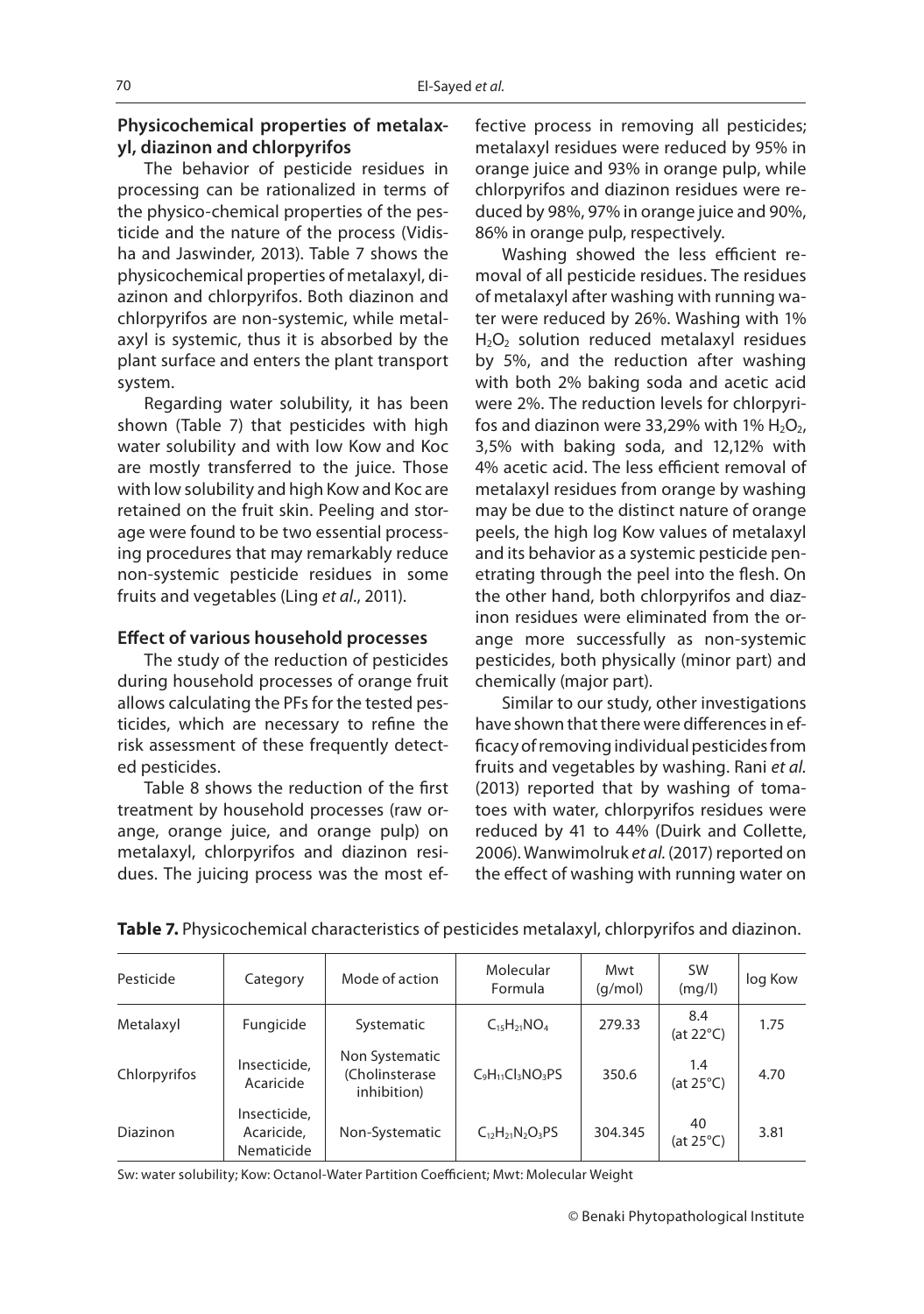### Physicochemical properties of metalaxyl, diazinon and chlorpyrifos

The behavior of pesticide residues in processing can be rationalized in terms of the physico-chemical properties of the pesticide and the nature of the process (Vidisha and Jaswinder, 2013). Table 7 shows the physicochemical properties of metalaxyl, diazinon and chlorpyrifos. Both diazinon and chlorpyrifos are non-systemic, while metalaxyl is systemic, thus it is absorbed by the plant surface and enters the plant transport system.

Regarding water solubility, it has been shown (Table 7) that pesticides with high water solubility and with low Kow and Koc are mostly transferred to the juice. Those with low solubility and high Kow and Koc are retained on the fruit skin. Peeling and storage were found to be two essential processing procedures that may remarkably reduce non-systemic pesticide residues in some fruits and vegetables (Ling *et al*., 2011).

### Effect of various household processes

The study of the reduction of pesticides during household processes of orange fruit allows calculating the PFs for the tested pesticides, which are necessary to refine the risk assessment of these frequently detected pesticides.

Table 8 shows the reduction of the first treatment by household processes (raw orange, orange juice, and orange pulp) on metalaxyl, chlorpyrifos and diazinon residues. The juicing process was the most effective process in removing all pesticides; metalaxyl residues were reduced by 95% in orange juice and 93% in orange pulp, while chlorpyrifos and diazinon residues were reduced by 98%, 97% in orange juice and 90%, 86% in orange pulp, respectively.

Washing showed the less efficient removal of all pesticide residues. The residues of metalaxyl after washing with running water were reduced by 26%. Washing with 1% $H_2O_2$ solution reduced metalaxyl residues by 5%, and the reduction after washing with both 2% baking soda and acetic acid were 2%. The reduction levels for chlorpyrifos and diazinon were 33,29% with 1% $H_2O_2$, 3,5% with baking soda, and 12,12% with 4% acetic acid. The less efficient removal of metalaxyl residues from orange by washing may be due to the distinct nature of orange peels, the high log Kow values of metalaxyl and its behavior as a systemic pesticide penetrating through the peel into the flesh. On the other hand, both chlorpyrifos and diazinon residues were eliminated from the orange more successfully as non-systemic pesticides, both physically (minor part) and chemically (major part).

Similar to our study, other investigations have shown that there were differences in efficacy of removing individual pesticides from fruits and vegetables by washing. Rani *et al.* (2013) reported that by washing of tomatoes with water, chlorpyrifos residues were reduced by 41 to 44% (Duirk and Collette, 2006). Wanwimolruk *et al.* (2017) reported on the effect of washing with running water on

**Table 7.** Physicochemical characteristics of pesticides metalaxyl, chlorpyrifos and diazinon.

| Pesticide | Category | Mode of action | Molecular Formula | Mwt (g/mol) | SW (mg/l) | log Kow |
|---|---|---|---|---|---|---|
| Metalaxyl | Fungicide | Systematic | $C_{15}H_{21}NO_4$ | 279.33 | 8.4 (at 22°C) | 1.75 |
| Chlorpyrifos | Insecticide, Acaricide | Non Systematic (Cholinsterase inhibition) | $C_9H_{11}Cl_3NO_3PS$ | 350.6 | 1.4 (at 25°C) | 4.70 |
| Diazinon | Insecticide, Acaricide, Nematicide | Non-Systematic | $C_{12}H_{21}N_2O_3PS$ | 304.345 | 40 (at 25°C) | 3.81 |

Sw: water solubility; Kow: Octanol-Water Partition Coefficient; Mwt: Molecular Weight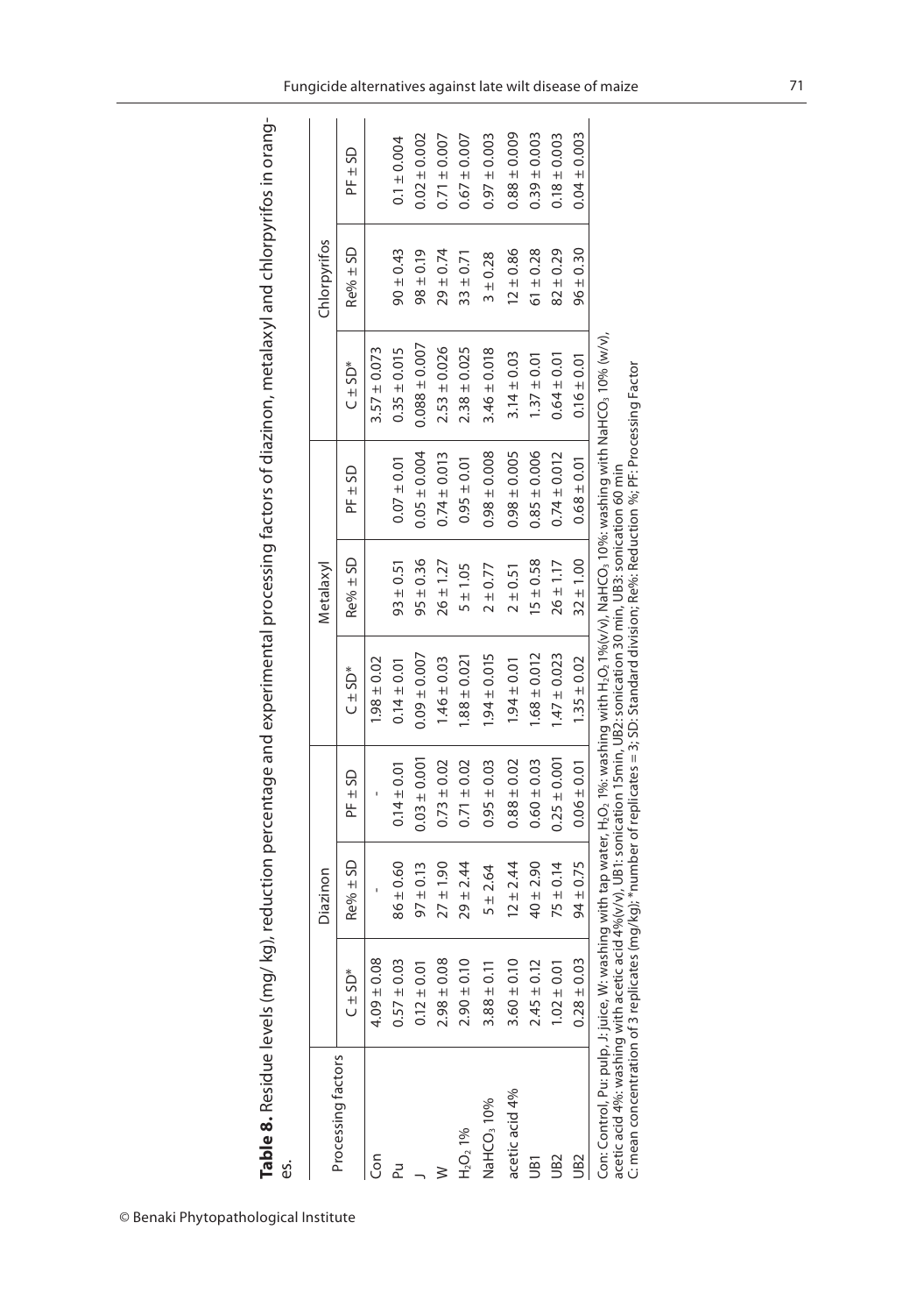**Table 8.** Residue levels (mg/ kg), reduction percentage and experimental processing factors of diazinon, metalaxyl and chlorpyrifos in oranges.

| Processing factors | Diazinon | | | Metalaxyl | | | Chlorpyrifos | | |
|---|---|---|---|---|---|---|---|---|---|
| | C ± SD* | Re% ± SD | PF ± SD | C ± SD* | Re% ± SD | PF ± SD | C ± SD* | Re% ± SD | PF ± SD |
| Con | 4.09 ± 0.08 | - | - | 1.98 ± 0.02 | | | 3.57 ± 0.073 | | |
| Pu | 0.57 ± 0.03 | 86 ± 0.60 | 0.14 ± 0.01 | 0.14 ± 0.01 | 93 ± 0.51 | 0.07 ± 0.01 | 0.35 ± 0.015 | 90 ± 0.43 | 0.1 ± 0.004 |
| J | 0.12 ± 0.01 | 97 ± 0.13 | 0.03 ± 0.001 | 0.09 ± 0.007 | 95 ± 0.36 | 0.05 ± 0.004 | 0.088 ± 0.007 | 98 ± 0.19 | 0.02 ± 0.002 |
| W | 2.98 ± 0.08 | 27 ± 1.90 | 0.73 ± 0.02 | 1.46 ± 0.03 | 26 ± 1.27 | 0.74 ± 0.013 | 2.53 ± 0.026 | 29 ± 0.74 | 0.71 ± 0.007 |
| $H_2O_2$ 1% | 2.90 ± 0.10 | 29 ± 2.44 | 0.71 ± 0.02 | 1.88 ± 0.021 | 5 ± 1.05 | 0.95 ± 0.01 | 2.38 ± 0.025 | 33 ± 0.71 | 0.67 ± 0.007 |
| $NaHCO_3$ 10% | 3.88 ± 0.11 | 5 ± 2.64 | 0.95 ± 0.03 | 1.94 ± 0.015 | 2 ± 0.77 | 0.98 ± 0.008 | 3.46 ± 0.018 | 3 ± 0.28 | 0.97 ± 0.003 |
| acetic acid 4% | 3.60 ± 0.10 | 12 ± 2.44 | 0.88 ± 0.02 | 1.94 ± 0.01 | 2 ± 0.51 | 0.98 ± 0.005 | 3.14 ± 0.03 | 12 ± 0.86 | 0.88 ± 0.009 |
| UB1 | 2.45 ± 0.12 | 40 ± 2.90 | 0.60 ± 0.03 | 1.68 ± 0.012 | 15 ± 0.58 | 0.85 ± 0.006 | 1.37 ± 0.01 | 61 ± 0.28 | 0.39 ± 0.003 |
| UB2 | 1.02 ± 0.01 | 75 ± 0.14 | 0.25 ± 0.001 | 1.47 ± 0.023 | 26 ± 1.17 | 0.74 ± 0.012 | 0.64 ± 0.01 | 82 ± 0.29 | 0.18 ± 0.003 |
| UB2 | 0.28 ± 0.03 | 94 ± 0.75 | 0.06 ± 0.01 | 1.35 ± 0.02 | 32 ± 1.00 | 0.68 ± 0.01 | 0.16 ± 0.01 | 96 ± 0.30 | 0.04 ± 0.003 |

Con: Control, Pu: pulp, J: juice, W: washing with tap water, $H_2O_2$ 1%: washing with $H_2O_2$ 1%(v/v), $NaHCO_3$ 10%: washing with $NaHCO_3$ 10% (w/v), acetic acid 4%: washing with acetic acid 4%(v/v), UB1: sonication 15min, UB2: sonication 30 min, UB3: sonication 60 min
C: mean concentration of 3 replicates (mg/kg); *number of replicates = 3; SD: Standard division; Re%: Reduction %; PF: Processing Factor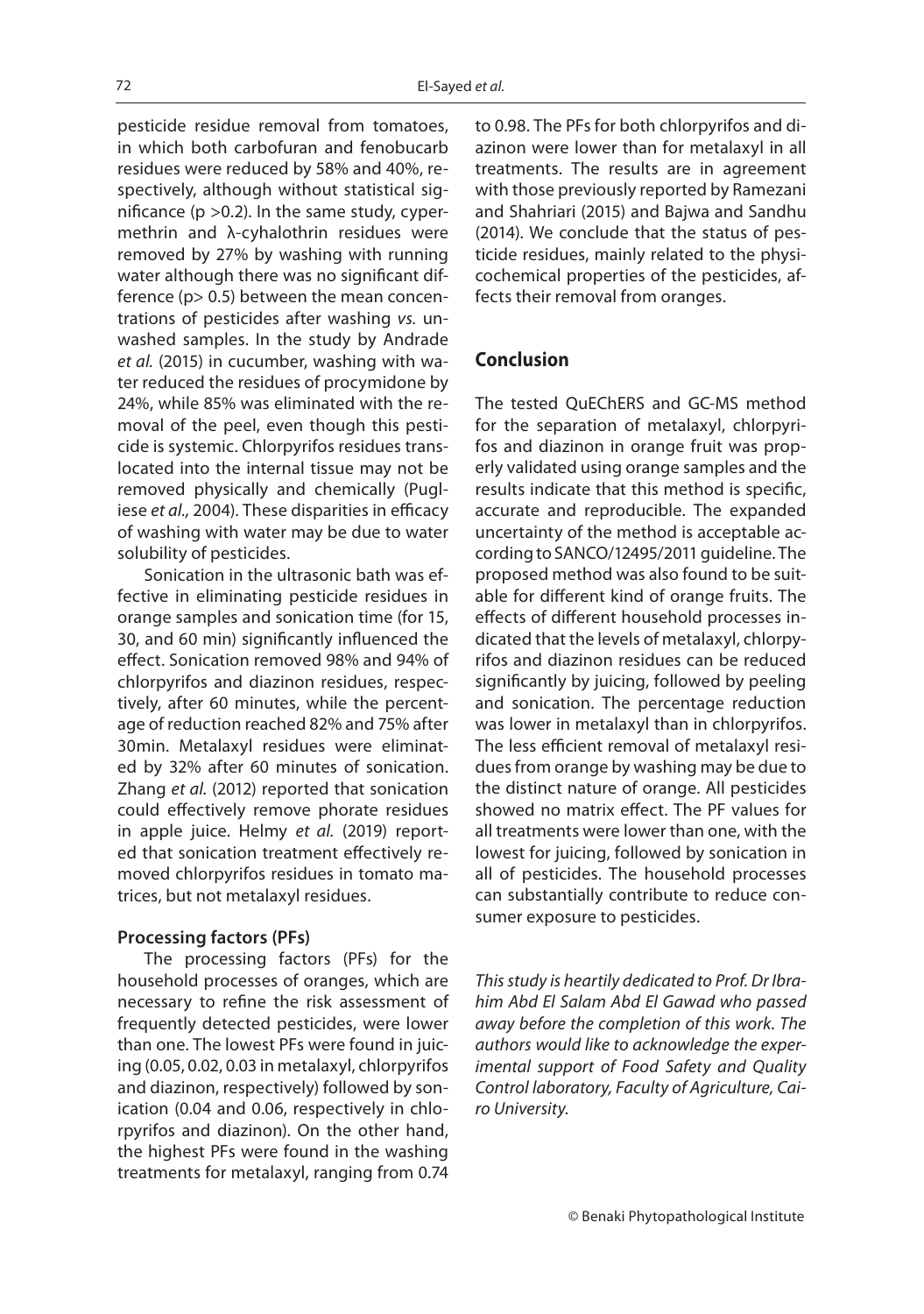pesticide residue removal from tomatoes, in which both carbofuran and fenobucarb residues were reduced by 58% and 40%, respectively, although without statistical significance ($p > 0.2$). In the same study, cypermethrin and λ-cyhalothrin residues were removed by 27% by washing with running water although there was no significant difference ($p > 0.5$) between the mean concentrations of pesticides after washing *vs.* unwashed samples. In the study by Andrade *et al.* (2015) in cucumber, washing with water reduced the residues of procymidone by 24%, while 85% was eliminated with the removal of the peel, even though this pesticide is systemic. Chlorpyrifos residues translocated into the internal tissue may not be removed physically and chemically (Pugliese *et al.,* 2004). These disparities in efficacy of washing with water may be due to water solubility of pesticides.

Sonication in the ultrasonic bath was effective in eliminating pesticide residues in orange samples and sonication time (for 15, 30, and 60 min) significantly influenced the effect. Sonication removed 98% and 94% of chlorpyrifos and diazinon residues, respectively, after 60 minutes, while the percentage of reduction reached 82% and 75% after 30min. Metalaxyl residues were eliminated by 32% after 60 minutes of sonication. Zhang *et al.* (2012) reported that sonication could effectively remove phorate residues in apple juice. Helmy *et al.* (2019) reported that sonication treatment effectively removed chlorpyrifos residues in tomato matrices, but not metalaxyl residues.

### Processing factors (PFs)

The processing factors (PFs) for the household processes of oranges, which are necessary to refine the risk assessment of frequently detected pesticides, were lower than one. The lowest PFs were found in juicing (0.05, 0.02, 0.03 in metalaxyl, chlorpyrifos and diazinon, respectively) followed by sonication (0.04 and 0.06, respectively in chlorpyrifos and diazinon). On the other hand, the highest PFs were found in the washing treatments for metalaxyl, ranging from 0.74 to 0.98. The PFs for both chlorpyrifos and diazinon were lower than for metalaxyl in all treatments. The results are in agreement with those previously reported by Ramezani and Shahriari (2015) and Bajwa and Sandhu (2014). We conclude that the status of pesticide residues, mainly related to the physicochemical properties of the pesticides, affects their removal from oranges.

## Conclusion

The tested QuEChERS and GC-MS method for the separation of metalaxyl, chlorpyrifos and diazinon in orange fruit was properly validated using orange samples and the results indicate that this method is specific, accurate and reproducible. The expanded uncertainty of the method is acceptable according to SANCO/12495/2011 guideline. The proposed method was also found to be suitable for different kind of orange fruits. The effects of different household processes indicated that the levels of metalaxyl, chlorpyrifos and diazinon residues can be reduced significantly by juicing, followed by peeling and sonication. The percentage reduction was lower in metalaxyl than in chlorpyrifos. The less efficient removal of metalaxyl residues from orange by washing may be due to the distinct nature of orange. All pesticides showed no matrix effect. The PF values for all treatments were lower than one, with the lowest for juicing, followed by sonication in all of pesticides. The household processes can substantially contribute to reduce consumer exposure to pesticides.

*This study is heartily dedicated to Prof. Dr Ibrahim Abd El Salam Abd El Gawad who passed away before the completion of this work. The authors would like to acknowledge the experimental support of Food Safety and Quality Control laboratory, Faculty of Agriculture, Cairo University.*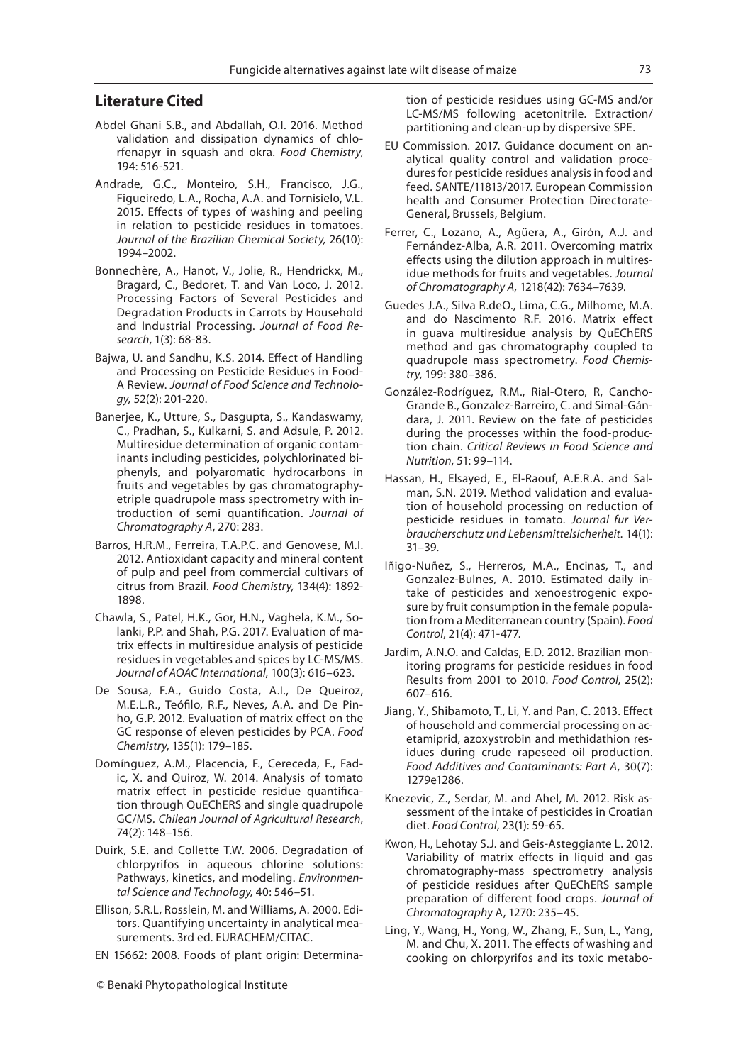## Literature Cited

Abdel Ghani S.B., and Abdallah, O.I. 2016. Method validation and dissipation dynamics of chlorfenapyr in squash and okra. *Food Chemistry*, 194: 516-521.

Andrade, G.C., Monteiro, S.H., Francisco, J.G., Figueiredo, L.A., Rocha, A.A. and Tornisielo, V.L. 2015. Effects of types of washing and peeling in relation to pesticide residues in tomatoes. *Journal of the Brazilian Chemical Society,* 26(10): 1994–2002.

Bonnechère, A., Hanot, V., Jolie, R., Hendrickx, M., Bragard, C., Bedoret, T. and Van Loco, J. 2012. Processing Factors of Several Pesticides and Degradation Products in Carrots by Household and Industrial Processing. *Journal of Food Research*, 1(3): 68-83.

Bajwa, U. and Sandhu, K.S. 2014. Effect of Handling and Processing on Pesticide Residues in Food- A Review. *Journal of Food Science and Technology,* 52(2): 201-220.

Banerjee, K., Utture, S., Dasgupta, S., Kandaswamy, C., Pradhan, S., Kulkarni, S. and Adsule, P. 2012. Multiresidue determination of organic contaminants including pesticides, polychlorinated biphenyls, and polyaromatic hydrocarbons in fruits and vegetables by gas chromatography-etriple quadrupole mass spectrometry with introduction of semi quantification. *Journal of Chromatography A*, 270: 283.

Barros, H.R.M., Ferreira, T.A.P.C. and Genovese, M.I. 2012. Antioxidant capacity and mineral content of pulp and peel from commercial cultivars of citrus from Brazil. *Food Chemistry,* 134(4): 1892-1898.

Chawla, S., Patel, H.K., Gor, H.N., Vaghela, K.M., Solanki, P.P. and Shah, P.G. 2017. Evaluation of matrix effects in multiresidue analysis of pesticide residues in vegetables and spices by LC-MS/MS. *Journal of AOAC International*, 100(3): 616–623.

De Sousa, F.A., Guido Costa, A.I., De Queiroz, M.E.L.R., Teófilo, R.F., Neves, A.A. and De Pinho, G.P. 2012. Evaluation of matrix effect on the GC response of eleven pesticides by PCA. *Food Chemistry*, 135(1): 179–185.

Domínguez, A.M., Placencia, F., Cereceda, F., Fadic, X. and Quiroz, W. 2014. Analysis of tomato matrix effect in pesticide residue quantification through QuEChERS and single quadrupole GC/MS. *Chilean Journal of Agricultural Research*, 74(2): 148–156.

Duirk, S.E. and Collette T.W. 2006. Degradation of chlorpyrifos in aqueous chlorine solutions: Pathways, kinetics, and modeling. *Environmental Science and Technology,* 40: 546–51.

Ellison, S.R.L, Rosslein, M. and Williams, A. 2000. Editors. Quantifying uncertainty in analytical measurements. 3rd ed. EURACHEM/CITAC.

EN 15662: 2008. Foods of plant origin: Determination of pesticide residues using GC-MS and/or LC-MS/MS following acetonitrile. Extraction/ partitioning and clean-up by dispersive SPE.

EU Commission. 2017. Guidance document on analytical quality control and validation procedures for pesticide residues analysis in food and feed. SANTE/11813/2017. European Commission health and Consumer Protection Directorate-General, Brussels, Belgium.

Ferrer, C., Lozano, A., Agüera, A., Girón, A.J. and Fernández-Alba, A.R. 2011. Overcoming matrix effects using the dilution approach in multiresidue methods for fruits and vegetables. *Journal of Chromatography A,* 1218(42): 7634–7639.

Guedes J.A., Silva R.deO., Lima, C.G., Milhome, M.A. and do Nascimento R.F. 2016. Matrix effect in guava multiresidue analysis by QuEChERS method and gas chromatography coupled to quadrupole mass spectrometry. *Food Chemistry*, 199: 380–386.

González-Rodríguez, R.M., Rial-Otero, R, Cancho-Grande B., Gonzalez-Barreiro, C. and Simal-Gándara, J. 2011. Review on the fate of pesticides during the processes within the food-production chain. *Critical Reviews in Food Science and Nutrition*, 51: 99–114.

Hassan, H., Elsayed, E., El-Raouf, A.E.R.A. and Salman, S.N. 2019. Method validation and evaluation of household processing on reduction of pesticide residues in tomato. *Journal fur Verbraucherschutz und Lebensmittelsicherheit.* 14(1): 31–39.

Iñigo-Nuñez, S., Herreros, M.A., Encinas, T., and Gonzalez-Bulnes, A. 2010. Estimated daily intake of pesticides and xenoestrogenic exposure by fruit consumption in the female population from a Mediterranean country (Spain). *Food Control*, 21(4): 471-477.

Jardim, A.N.O. and Caldas, E.D. 2012. Brazilian monitoring programs for pesticide residues in food Results from 2001 to 2010. *Food Control,* 25(2): 607–616.

Jiang, Y., Shibamoto, T., Li, Y. and Pan, C. 2013. Effect of household and commercial processing on acetamiprid, azoxystrobin and methidathion residues during crude rapeseed oil production. *Food Additives and Contaminants: Part A*, 30(7): 1279e1286.

Knezevic, Z., Serdar, M. and Ahel, M. 2012. Risk assessment of the intake of pesticides in Croatian diet. *Food Control*, 23(1): 59-65.

Kwon, H., Lehotay S.J. and Geis-Asteggiante L. 2012. Variability of matrix effects in liquid and gas chromatography-mass spectrometry analysis of pesticide residues after QuEChERS sample preparation of different food crops. *Journal of Chromatography* A, 1270: 235–45.

Ling, Y., Wang, H., Yong, W., Zhang, F., Sun, L., Yang, M. and Chu, X. 2011. The effects of washing and cooking on chlorpyrifos and its toxic metabo-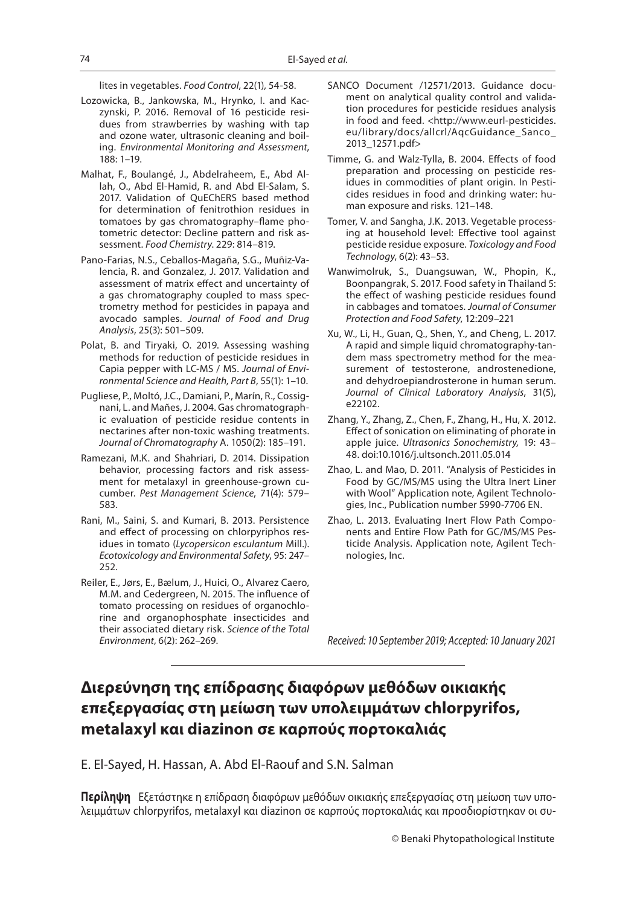lites in vegetables. *Food Control*, 22(1), 54-58.

Lozowicka, B., Jankowska, M., Hrynko, I. and Kaczynski, P. 2016. Removal of 16 pesticide residues from strawberries by washing with tap and ozone water, ultrasonic cleaning and boiling. *Environmental Monitoring and Assessment*, 188: 1–19.

Malhat, F., Boulangé, J., Abdelraheem, E., Abd Allah, O., Abd El-Hamid, R. and Abd El-Salam, S. 2017. Validation of QuEChERS based method for determination of fenitrothion residues in tomatoes by gas chromatography–flame photometric detector: Decline pattern and risk assessment. *Food Chemistry*. 229: 814–819.

Pano-Farias, N.S., Ceballos-Magaña, S.G., Muñiz-Valencia, R. and Gonzalez, J. 2017. Validation and assessment of matrix effect and uncertainty of a gas chromatography coupled to mass spectrometry method for pesticides in papaya and avocado samples. *Journal of Food and Drug Analysis*, 25(3): 501–509.

Polat, B. and Tiryaki, O. 2019. Assessing washing methods for reduction of pesticide residues in Capia pepper with LC-MS / MS. *Journal of Environmental Science and Health, Part B*, 55(1): 1–10.

Pugliese, P., Moltó, J.C., Damiani, P., Marín, R., Cossignani, L. and Mañes, J. 2004. Gas chromatographic evaluation of pesticide residue contents in nectarines after non-toxic washing treatments. *Journal of Chromatography* A. 1050(2): 185–191.

Ramezani, M.K. and Shahriari, D. 2014. Dissipation behavior, processing factors and risk assessment for metalaxyl in greenhouse-grown cucumber. *Pest Management Science*, 71(4): 579–583.

Rani, M., Saini, S. and Kumari, B. 2013. Persistence and effect of processing on chlorpyriphos residues in tomato (*Lycopersicon esculantum* Mill.). *Ecotoxicology and Environmental Safety*, 95: 247–252.

Reiler, E., Jørs, E., Bælum, J., Huici, O., Alvarez Caero, M.M. and Cedergreen, N. 2015. The influence of tomato processing on residues of organochlorine and organophosphate insecticides and their associated dietary risk. *Science of the Total Environment*, 6(2): 262–269.

SANCO Document /12571/2013. Guidance document on analytical quality control and validation procedures for pesticide residues analysis in food and feed. <http://www.eurl-pesticides.eu/library/docs/allcrl/AqcGuidance_Sanco_2013_12571.pdf>

Timme, G. and Walz-Tylla, B. 2004. Effects of food preparation and processing on pesticide residues in commodities of plant origin. In Pesticides residues in food and drinking water: human exposure and risks. 121–148.

Tomer, V. and Sangha, J.K. 2013. Vegetable processing at household level: Effective tool against pesticide residue exposure. *Toxicology and Food Technology*, 6(2): 43–53.

Wanwimolruk, S., Duangsuwan, W., Phopin, K., Boonpangrak, S. 2017. Food safety in Thailand 5: the effect of washing pesticide residues found in cabbages and tomatoes. *Journal of Consumer Protection and Food Safety*, 12:209–221

Xu, W., Li, H., Guan, Q., Shen, Y., and Cheng, L. 2017. A rapid and simple liquid chromatography-tandem mass spectrometry method for the measurement of testosterone, androstenedione, and dehydroepiandrosterone in human serum. *Journal of Clinical Laboratory Analysis*, 31(5), e22102.

Zhang, Y., Zhang, Z., Chen, F., Zhang, H., Hu, X. 2012. Effect of sonication on eliminating of phorate in apple juice. *Ultrasonics Sonochemistry,* 19: 43–48. doi:10.1016/j.ultsonch.2011.05.014

Zhao, L. and Mao, D. 2011. "Analysis of Pesticides in Food by GC/MS/MS using the Ultra Inert Liner with Wool" Application note, Agilent Technologies, Inc., Publication number 5990-7706 EN.

Zhao, L. 2013. Evaluating Inert Flow Path Components and Entire Flow Path for GC/MS/MS Pesticide Analysis. Application note, Agilent Technologies, Inc.

*Received: 10 September 2019; Accepted: 10 January 2021*

---

## Διερεύνηση της επίδρασης διαφόρων μεθόδων οικιακής επεξεργασίας στη μείωση των υπολειμμάτων chlorpyrifos, metalaxyl και diazinon σε καρπούς πορτοκαλιάς

E. El-Sayed, H. Hassan, A. Abd El-Raouf and S.N. Salman

**Περίληψη** Εξετάστηκε η επίδραση διαφόρων μεθόδων οικιακής επεξεργασίας στη μείωση των υπολειμμάτων chlorpyrifos, metalaxyl και diazinon σε καρπούς πορτοκαλιάς και προσδιορίστηκαν οι συ-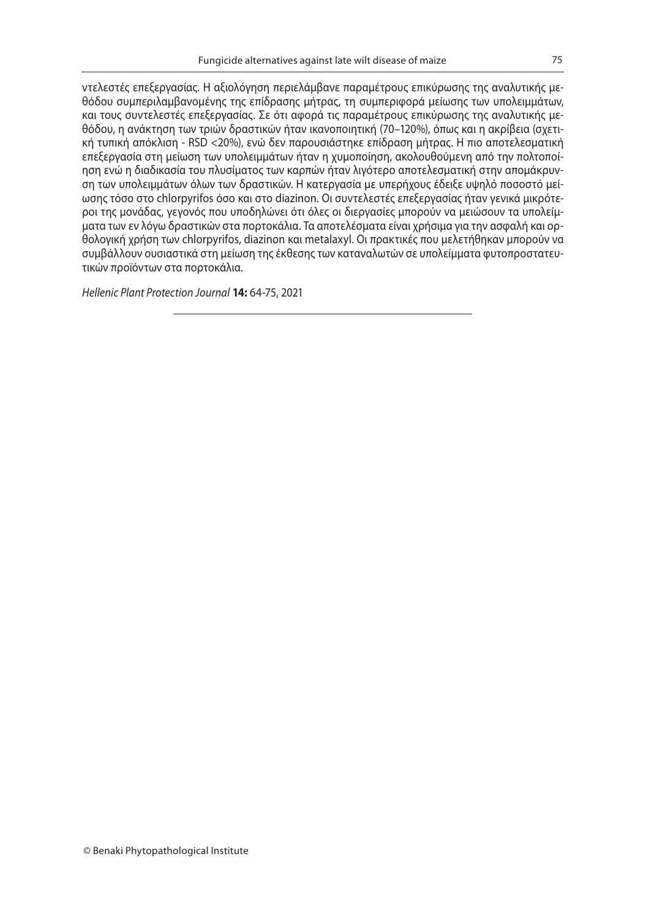ντελεστές επεξεργασίας. Η αξιολόγηση περιελάμβανε παραμέτρους επικύρωσης της αναλυτικής μεθόδου συμπεριλαμβανομένης της επίδρασης μήτρας, τη συμπεριφορά μείωσης των υπολειμμάτων, και τους συντελεστές επεξεργασίας. Σε ότι αφορά τις παραμέτρους επικύρωσης της αναλυτικής μεθόδου, η ανάκτηση των τριών δραστικών ήταν ικανοποιητική (70–120%), όπως και η ακρίβεια (σχετική τυπική απόκλιση - RSD <20%), ενώ δεν παρουσιάστηκε επίδραση μήτρας. Η πιο αποτελεσματική επεξεργασία στη μείωση των υπολειμμάτων ήταν η χυμοποίηση, ακολουθούμενη από την πολτοποίηση ενώ η διαδικασία του πλυσίματος των καρπών ήταν λιγότερο αποτελεσματική στην απομάκρυνση των υπολειμμάτων όλων των δραστικών. Η κατεργασία με υπερήχους έδειξε υψηλό ποσοστό μείωσης τόσο στο chlorpyrifos όσο και στο diazinon. Οι συντελεστές επεξεργασίας ήταν γενικά μικρότεροι της μονάδας, γεγονός που υποδηλώνει ότι όλες οι διεργασίες μπορούν να μειώσουν τα υπολείμματα των εν λόγω δραστικών στα πορτοκάλια. Τα αποτελέσματα είναι χρήσιμα για την ασφαλή και ορθολογική χρήση των chlorpyrifos, diazinon και metalaxyl. Οι πρακτικές που μελετήθηκαν μπορούν να συμβάλλουν ουσιαστικά στη μείωση της έκθεσης των καταναλωτών σε υπολείμματα φυτοπροστατευτικών προϊόντων στα πορτοκάλια.

*Hellenic Plant Protection Journal* **14:** 64-75, 2021

© Benaki Phytopathological Institute